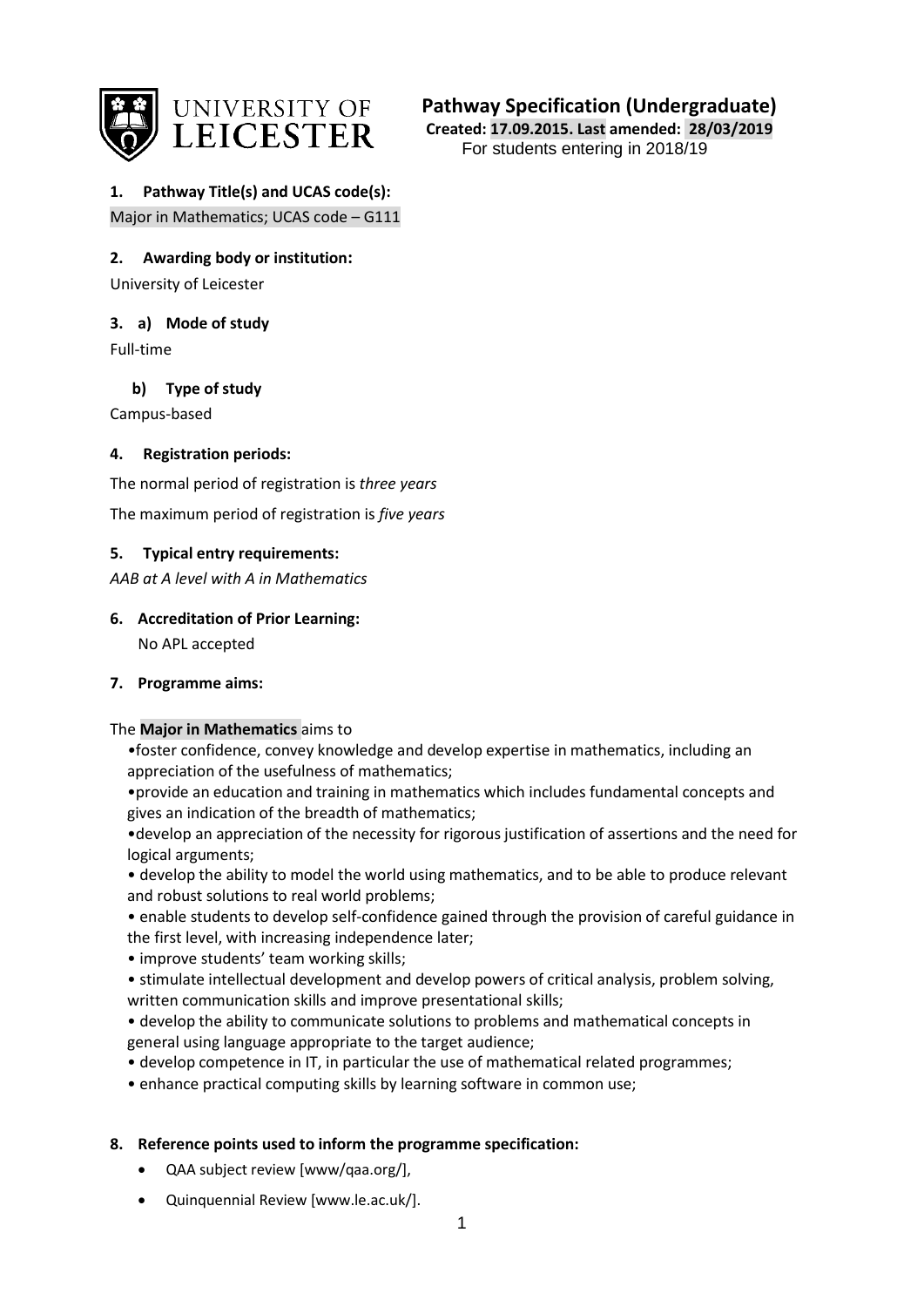# Pathway Specification (Undergraduate)

**Created: 17.09.2015. Last amended: 28/03/2019**

For students entering in 2018/19

## 1. Pathway Title(s) and UCAS code(s):

Major in Mathematics; UCAS code – G111

## 2. Awarding body or institution:

University of Leicester

## 3. a) Mode of study

Full-time

### b) Type of study

Campus-based

## 4. Registration periods:

The normal period of registration is *three years*

The maximum period of registration is *five years*

## 5. Typical entry requirements:

*AAB at A level with A in Mathematics*

## 6. Accreditation of Prior Learning:

No APL accepted

## 7. Programme aims:

The **Major in Mathematics** aims to

- foster confidence, convey knowledge and develop expertise in mathematics, including an appreciation of the usefulness of mathematics;
- provide an education and training in mathematics which includes fundamental concepts and gives an indication of the breadth of mathematics;
- develop an appreciation of the necessity for rigorous justification of assertions and the need for logical arguments;
- develop the ability to model the world using mathematics, and to be able to produce relevant and robust solutions to real world problems;
- enable students to develop self-confidence gained through the provision of careful guidance in the first level, with increasing independence later;
- improve students' team working skills;
- stimulate intellectual development and develop powers of critical analysis, problem solving, written communication skills and improve presentational skills;
- develop the ability to communicate solutions to problems and mathematical concepts in general using language appropriate to the target audience;
- develop competence in IT, in particular the use of mathematical related programmes;
- enhance practical computing skills by learning software in common use;

## 8. Reference points used to inform the programme specification:

- QAA subject review [www/qaa.org/],
- Quinquennial Review [www.le.ac.uk/].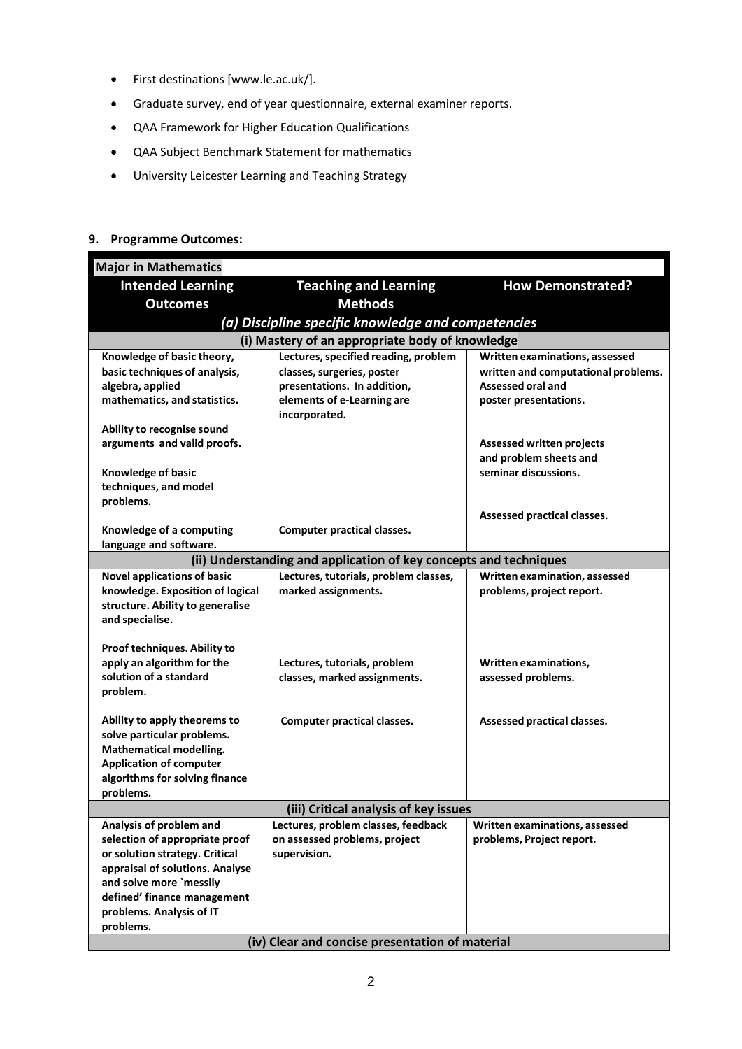- First destinations [www.le.ac.uk/].
- Graduate survey, end of year questionnaire, external examiner reports.
- QAA Framework for Higher Education Qualifications
- QAA Subject Benchmark Statement for mathematics
- University Leicester Learning and Teaching Strategy

## 9. Programme Outcomes:

| Major in Mathematics | | |
|---|---|---|
| **Intended Learning Outcomes** | **Teaching and Learning Methods** | **How Demonstrated?** |
| ***(a) Discipline specific knowledge and competencies*** | | |
| **(i) Mastery of an appropriate body of knowledge** | | |
| **Knowledge of basic theory, basic techniques of analysis, algebra, applied mathematics, and statistics.** | **Lectures, specified reading, problem classes, surgeries, poster presentations. In addition, elements of e-Learning are incorporated.** | **Written examinations, assessed written and computational problems. Assessed oral and poster presentations.** |
| **Ability to recognise sound arguments and valid proofs.** | | **Assessed written projects and problem sheets and seminar discussions.** |
| **Knowledge of basic techniques, and model problems.** | | |
| **Knowledge of a computing language and software.** | **Computer practical classes.** | **Assessed practical classes.** |
| **(ii) Understanding and application of key concepts and techniques** | | |
| **Novel applications of basic knowledge. Exposition of logical structure. Ability to generalise and specialise.** | **Lectures, tutorials, problem classes, marked assignments.** | **Written examination, assessed problems, project report.** |
| **Proof techniques. Ability to apply an algorithm for the solution of a standard problem.** | **Lectures, tutorials, problem classes, marked assignments.** | **Written examinations, assessed problems.** |
| **Ability to apply theorems to solve particular problems. Mathematical modelling. Application of computer algorithms for solving finance problems.** | **Computer practical classes.** | **Assessed practical classes.** |
| **(iii) Critical analysis of key issues** | | |
| **Analysis of problem and selection of appropriate proof or solution strategy. Critical appraisal of solutions. Analyse and solve more `messily defined' finance management problems. Analysis of IT problems.** | **Lectures, problem classes, feedback on assessed problems, project supervision.** | **Written examinations, assessed problems, Project report.** |
| **(iv) Clear and concise presentation of material** | | |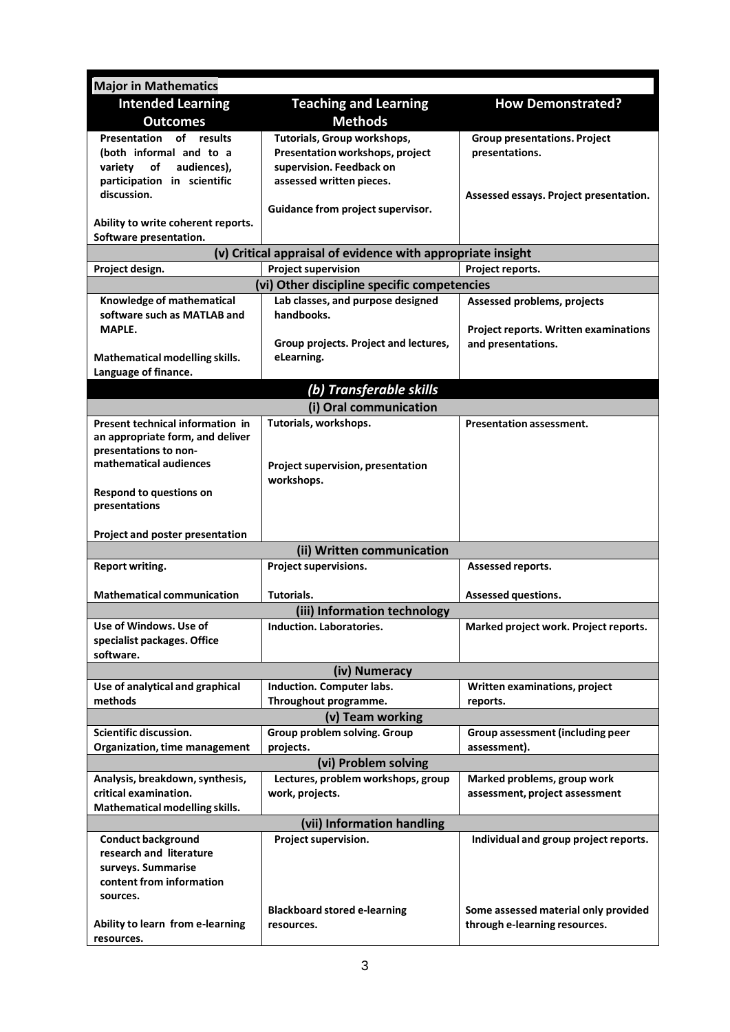| Major in Mathematics | | |
|---|---|---|
| **Intended Learning Outcomes** | **Teaching and Learning Methods** | **How Demonstrated?** |
| Presentation of results (both informal and to a variety of audiences), participation in scientific discussion.<br><br>Ability to write coherent reports.<br>Software presentation. | Tutorials, Group workshops, Presentation workshops, project supervision. Feedback on assessed written pieces.<br><br>Guidance from project supervisor. | Group presentations. Project presentations.<br><br>Assessed essays. Project presentation. |
| **(v) Critical appraisal of evidence with appropriate insight** | | |
| Project design. | Project supervision | Project reports. |
| **(vi) Other discipline specific competencies** | | |
| Knowledge of mathematical software such as MATLAB and MAPLE.<br><br>Mathematical modelling skills.<br>Language of finance. | Lab classes, and purpose designed handbooks.<br><br>Group projects. Project and lectures, eLearning. | Assessed problems, projects<br><br>Project reports. Written examinations and presentations. |
| ***(b) Transferable skills*** | | |
| **(i) Oral communication** | | |
| Present technical information in an appropriate form, and deliver presentations to non-mathematical audiences<br><br>Respond to questions on presentations<br><br>Project and poster presentation | Tutorials, workshops.<br><br>Project supervision, presentation workshops. | Presentation assessment. |
| **(ii) Written communication** | | |
| Report writing.<br><br>Mathematical communication | Project supervisions.<br><br>Tutorials. | Assessed reports.<br><br>Assessed questions. |
| **(iii) Information technology** | | |
| Use of Windows. Use of specialist packages. Office software. | Induction. Laboratories. | Marked project work. Project reports. |
| **(iv) Numeracy** | | |
| Use of analytical and graphical methods | Induction. Computer labs. Throughout programme. | Written examinations, project reports. |
| **(v) Team working** | | |
| Scientific discussion. Organization, time management | Group problem solving. Group projects. | Group assessment (including peer assessment). |
| **(vi) Problem solving** | | |
| Analysis, breakdown, synthesis, critical examination. Mathematical modelling skills. | Lectures, problem workshops, group work, projects. | Marked problems, group work assessment, project assessment |
| **(vii) Information handling** | | |
| Conduct background research and literature surveys. Summarise content from information sources.<br><br>Ability to learn from e-learning resources. | Project supervision.<br><br>Blackboard stored e-learning resources. | Individual and group project reports.<br><br>Some assessed material only provided through e-learning resources. |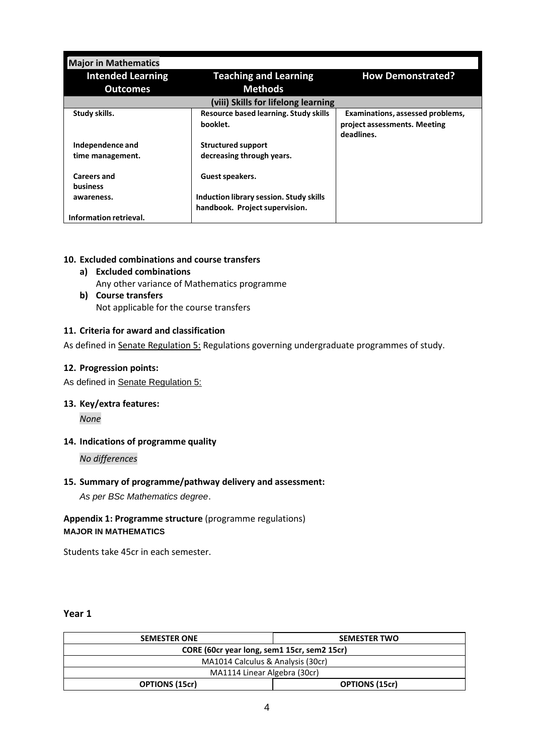| Major in Mathematics | | |
|---|---|---|
| **Intended Learning Outcomes** | **Teaching and Learning Methods** | **How Demonstrated?** |
| **(viii) Skills for lifelong learning** | | |
| **Study skills.**<br><br>**Independence and time management.**<br><br>**Careers and business awareness.**<br><br>**Information retrieval.** | **Resource based learning. Study skills booklet.**<br><br>**Structured support decreasing through years.**<br><br>**Guest speakers.**<br><br>**Induction library session. Study skills handbook. Project supervision.** | **Examinations, assessed problems, project assessments. Meeting deadlines.** |

**10. Excluded combinations and course transfers**

**a) Excluded combinations**

Any other variance of Mathematics programme

**b) Course transfers**

Not applicable for the course transfers

**11. Criteria for award and classification**

As defined in Senate Regulation 5: Regulations governing undergraduate programmes of study.

**12. Progression points:**

As defined in Senate Regulation 5:

**13. Key/extra features:**

*None*

**14. Indications of programme quality**

*No differences*

**15. Summary of programme/pathway delivery and assessment:**

*As per BSc Mathematics degree*.

**Appendix 1: Programme structure** (programme regulations)

**MAJOR IN MATHEMATICS**

Students take 45cr in each semester.

**Year 1**

| SEMESTER ONE | SEMESTER TWO |
|---|---|
| **CORE (60cr year long, sem1 15cr, sem2 15cr)** | |
| MA1014 Calculus & Analysis (30cr) | |
| MA1114 Linear Algebra (30cr) | |
| **OPTIONS (15cr)** | **OPTIONS (15cr)** |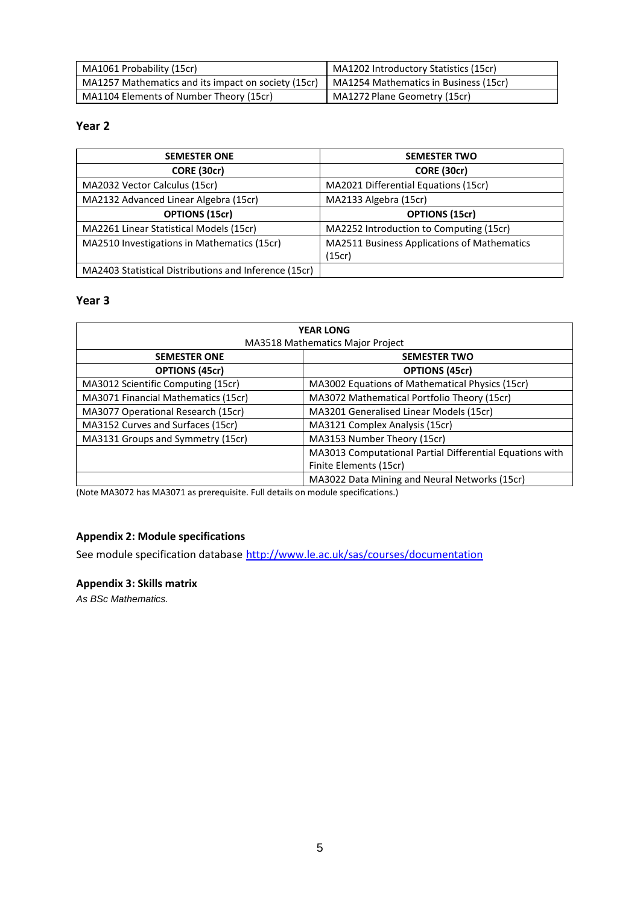| | |
|---|---|
| MA1061 Probability (15cr) | MA1202 Introductory Statistics (15cr) |
| MA1257 Mathematics and its impact on society (15cr) | MA1254 Mathematics in Business (15cr) |
| MA1104 Elements of Number Theory (15cr) | MA1272 Plane Geometry (15cr) |

## Year 2

| SEMESTER ONE | SEMESTER TWO |
|---|---|
| **CORE (30cr)** | **CORE (30cr)** |
| MA2032 Vector Calculus (15cr) | MA2021 Differential Equations (15cr) |
| MA2132 Advanced Linear Algebra (15cr) | MA2133 Algebra (15cr) |
| **OPTIONS (15cr)** | **OPTIONS (15cr)** |
| MA2261 Linear Statistical Models (15cr) | MA2252 Introduction to Computing (15cr) |
| MA2510 Investigations in Mathematics (15cr) | MA2511 Business Applications of Mathematics (15cr) |
| MA2403 Statistical Distributions and Inference (15cr) | |

## Year 3

| YEAR LONG | |
|---|---|
| MA3518 Mathematics Major Project | |
| **SEMESTER ONE** | **SEMESTER TWO** |
| **OPTIONS (45cr)** | **OPTIONS (45cr)** |
| MA3012 Scientific Computing (15cr) | MA3002 Equations of Mathematical Physics (15cr) |
| MA3071 Financial Mathematics (15cr) | MA3072 Mathematical Portfolio Theory (15cr) |
| MA3077 Operational Research (15cr) | MA3201 Generalised Linear Models (15cr) |
| MA3152 Curves and Surfaces (15cr) | MA3121 Complex Analysis (15cr) |
| MA3131 Groups and Symmetry (15cr) | MA3153 Number Theory (15cr) |
| | MA3013 Computational Partial Differential Equations with Finite Elements (15cr) |
| | MA3022 Data Mining and Neural Networks (15cr) |

(Note MA3072 has MA3071 as prerequisite. Full details on module specifications.)

### Appendix 2: Module specifications

See module specification database http://www.le.ac.uk/sas/courses/documentation

### Appendix 3: Skills matrix

*As BSc Mathematics.*